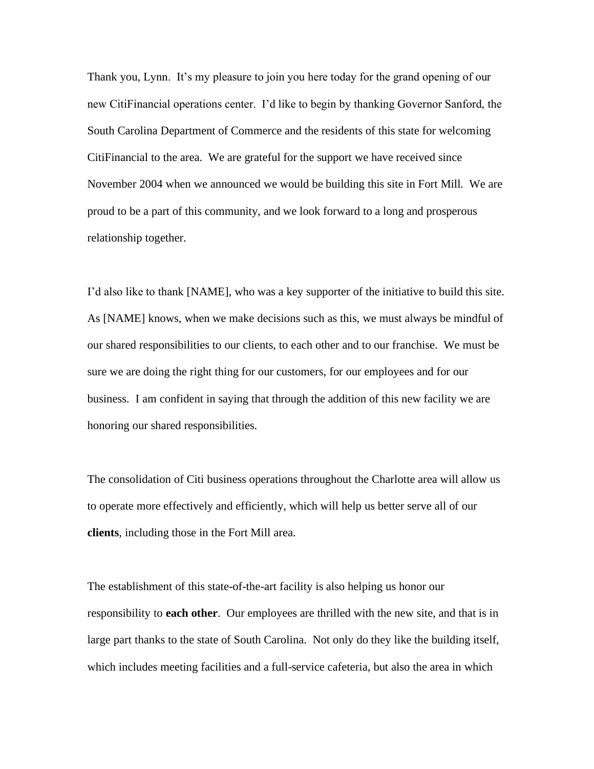Thank you, Lynn. It's my pleasure to join you here today for the grand opening of our new CitiFinancial operations center. I'd like to begin by thanking Governor Sanford, the South Carolina Department of Commerce and the residents of this state for welcoming CitiFinancial to the area. We are grateful for the support we have received since November 2004 when we announced we would be building this site in Fort Mill. We are proud to be a part of this community, and we look forward to a long and prosperous relationship together.

I'd also like to thank [NAME], who was a key supporter of the initiative to build this site. As [NAME] knows, when we make decisions such as this, we must always be mindful of our shared responsibilities to our clients, to each other and to our franchise. We must be sure we are doing the right thing for our customers, for our employees and for our business. I am confident in saying that through the addition of this new facility we are honoring our shared responsibilities.

The consolidation of Citi business operations throughout the Charlotte area will allow us to operate more effectively and efficiently, which will help us better serve all of our **clients**, including those in the Fort Mill area.

The establishment of this state-of-the-art facility is also helping us honor our responsibility to **each other**. Our employees are thrilled with the new site, and that is in large part thanks to the state of South Carolina. Not only do they like the building itself, which includes meeting facilities and a full-service cafeteria, but also the area in which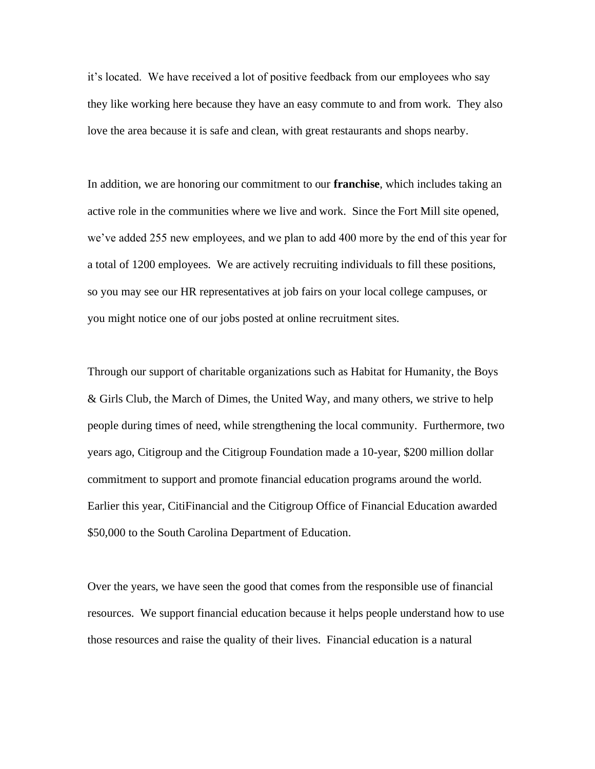it's located.  We have received a lot of positive feedback from our employees who say they like working here because they have an easy commute to and from work.  They also love the area because it is safe and clean, with great restaurants and shops nearby.

In addition, we are honoring our commitment to our **franchise**, which includes taking an active role in the communities where we live and work.  Since the Fort Mill site opened, we've added 255 new employees, and we plan to add 400 more by the end of this year for a total of 1200 employees.  We are actively recruiting individuals to fill these positions, so you may see our HR representatives at job fairs on your local college campuses, or you might notice one of our jobs posted at online recruitment sites.

Through our support of charitable organizations such as Habitat for Humanity, the Boys & Girls Club, the March of Dimes, the United Way, and many others, we strive to help people during times of need, while strengthening the local community.  Furthermore, two years ago, Citigroup and the Citigroup Foundation made a 10-year, $200 million dollar commitment to support and promote financial education programs around the world.  Earlier this year, CitiFinancial and the Citigroup Office of Financial Education awarded $50,000 to the South Carolina Department of Education.

Over the years, we have seen the good that comes from the responsible use of financial resources.  We support financial education because it helps people understand how to use those resources and raise the quality of their lives.  Financial education is a natural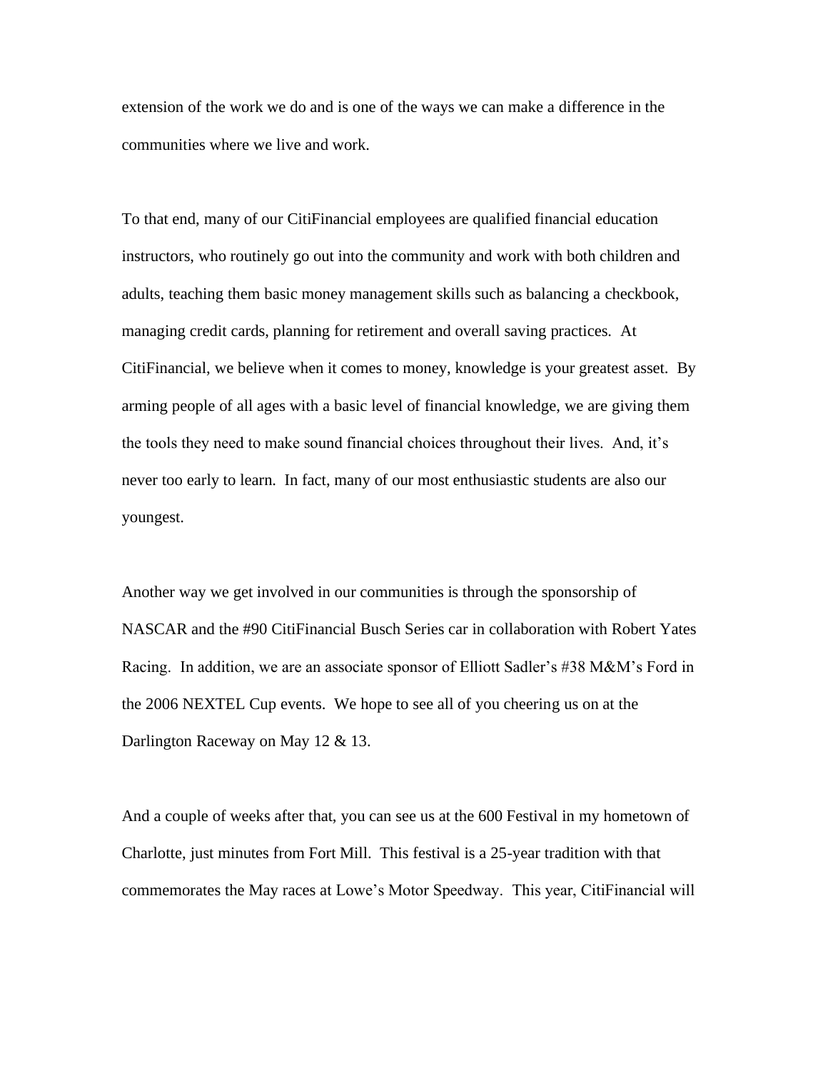extension of the work we do and is one of the ways we can make a difference in the communities where we live and work.

To that end, many of our CitiFinancial employees are qualified financial education instructors, who routinely go out into the community and work with both children and adults, teaching them basic money management skills such as balancing a checkbook, managing credit cards, planning for retirement and overall saving practices. At CitiFinancial, we believe when it comes to money, knowledge is your greatest asset. By arming people of all ages with a basic level of financial knowledge, we are giving them the tools they need to make sound financial choices throughout their lives. And, it's never too early to learn. In fact, many of our most enthusiastic students are also our youngest.

Another way we get involved in our communities is through the sponsorship of NASCAR and the #90 CitiFinancial Busch Series car in collaboration with Robert Yates Racing. In addition, we are an associate sponsor of Elliott Sadler's #38 M&M's Ford in the 2006 NEXTEL Cup events. We hope to see all of you cheering us on at the Darlington Raceway on May 12 & 13.

And a couple of weeks after that, you can see us at the 600 Festival in my hometown of Charlotte, just minutes from Fort Mill. This festival is a 25-year tradition with that commemorates the May races at Lowe's Motor Speedway. This year, CitiFinancial will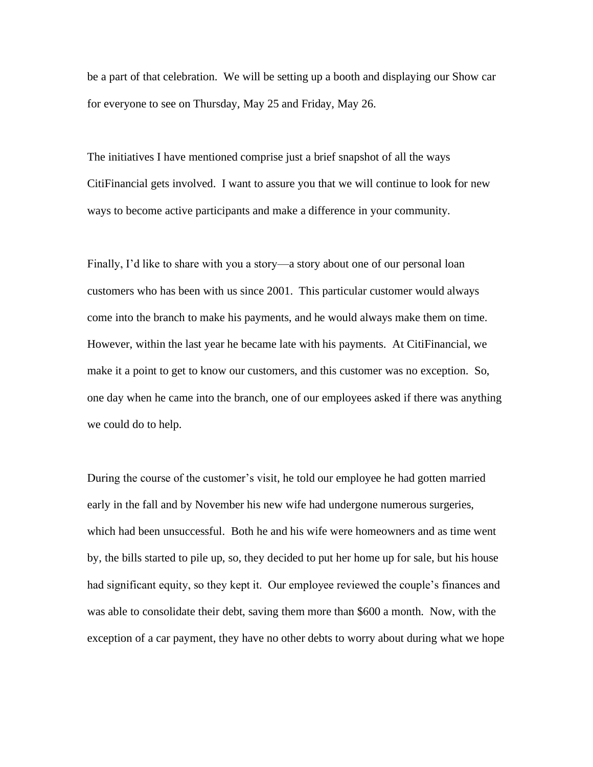be a part of that celebration. We will be setting up a booth and displaying our Show car for everyone to see on Thursday, May 25 and Friday, May 26.

The initiatives I have mentioned comprise just a brief snapshot of all the ways CitiFinancial gets involved. I want to assure you that we will continue to look for new ways to become active participants and make a difference in your community.

Finally, I'd like to share with you a story—a story about one of our personal loan customers who has been with us since 2001. This particular customer would always come into the branch to make his payments, and he would always make them on time. However, within the last year he became late with his payments. At CitiFinancial, we make it a point to get to know our customers, and this customer was no exception. So, one day when he came into the branch, one of our employees asked if there was anything we could do to help.

During the course of the customer's visit, he told our employee he had gotten married early in the fall and by November his new wife had undergone numerous surgeries, which had been unsuccessful. Both he and his wife were homeowners and as time went by, the bills started to pile up, so, they decided to put her home up for sale, but his house had significant equity, so they kept it. Our employee reviewed the couple's finances and was able to consolidate their debt, saving them more than $600 a month. Now, with the exception of a car payment, they have no other debts to worry about during what we hope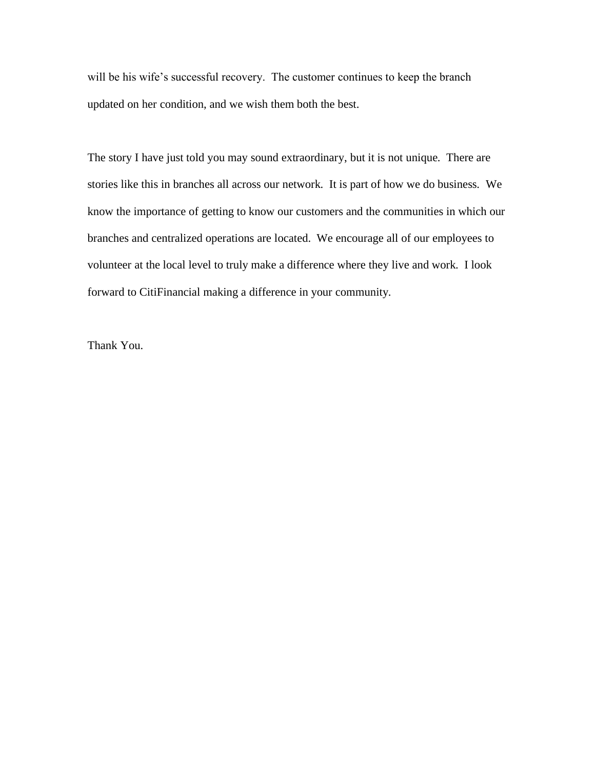will be his wife's successful recovery. The customer continues to keep the branch updated on her condition, and we wish them both the best.

The story I have just told you may sound extraordinary, but it is not unique. There are stories like this in branches all across our network. It is part of how we do business. We know the importance of getting to know our customers and the communities in which our branches and centralized operations are located. We encourage all of our employees to volunteer at the local level to truly make a difference where they live and work. I look forward to CitiFinancial making a difference in your community.

Thank You.